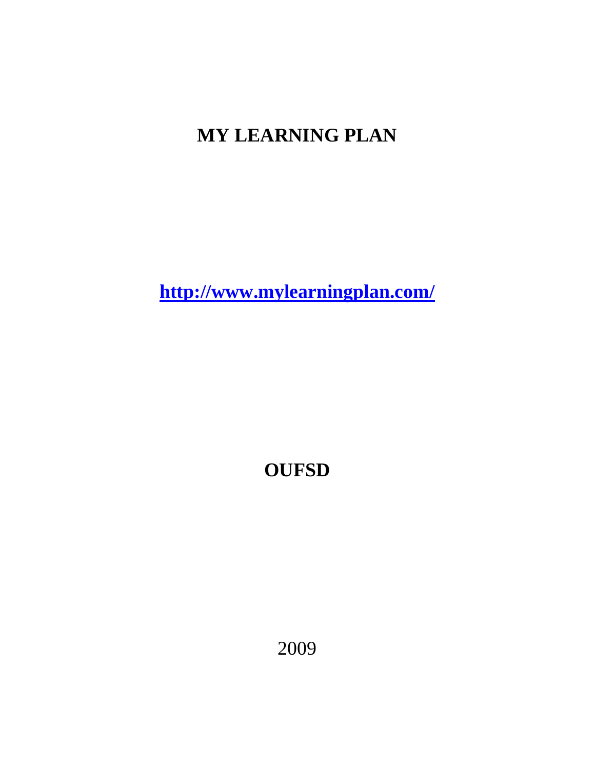# MY LEARNING PLAN

**[http://www.mylearningplan.com/](http://www.mylearningplan.com/)**

**OUFSD**

2009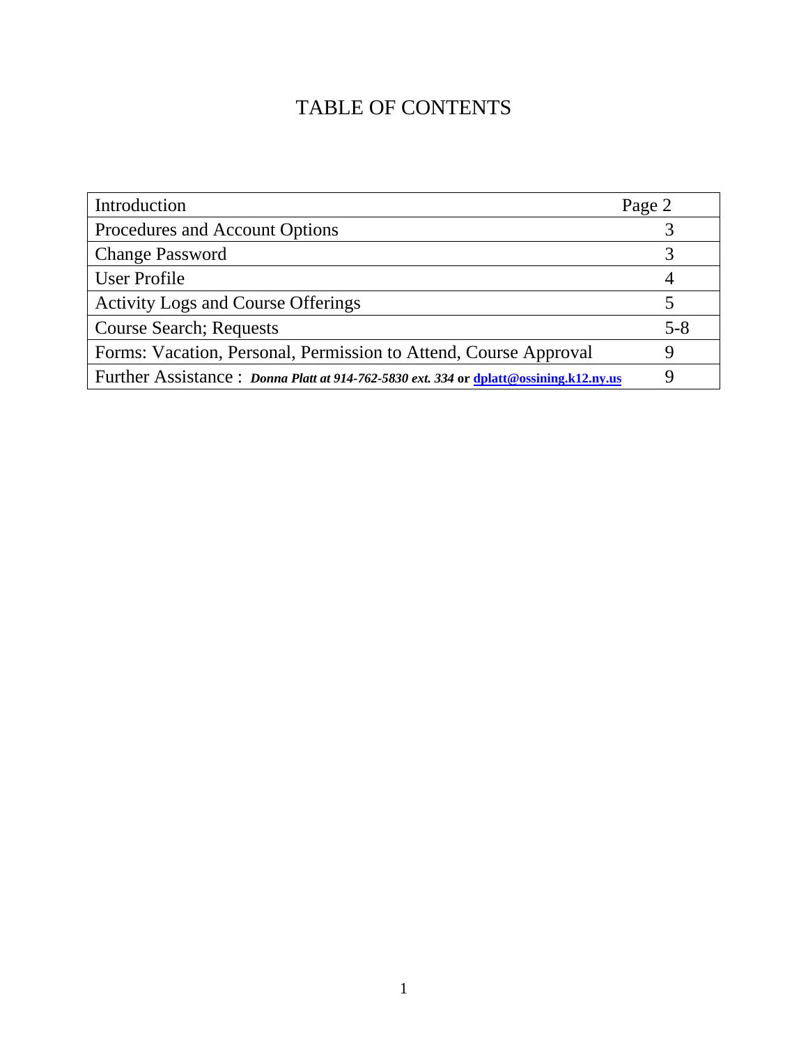# TABLE OF CONTENTS

| | |
|---|---|
| Introduction | Page 2 |
| Procedures and Account Options | 3 |
| Change Password | 3 |
| User Profile | 4 |
| Activity Logs and Course Offerings | 5 |
| Course Search; Requests | 5-8 |
| Forms: Vacation, Personal, Permission to Attend, Course Approval | 9 |
| Further Assistance : ***Donna Platt at 914-762-5830 ext. 334*** **or** **dplatt@ossining.k12.ny.us** | 9 |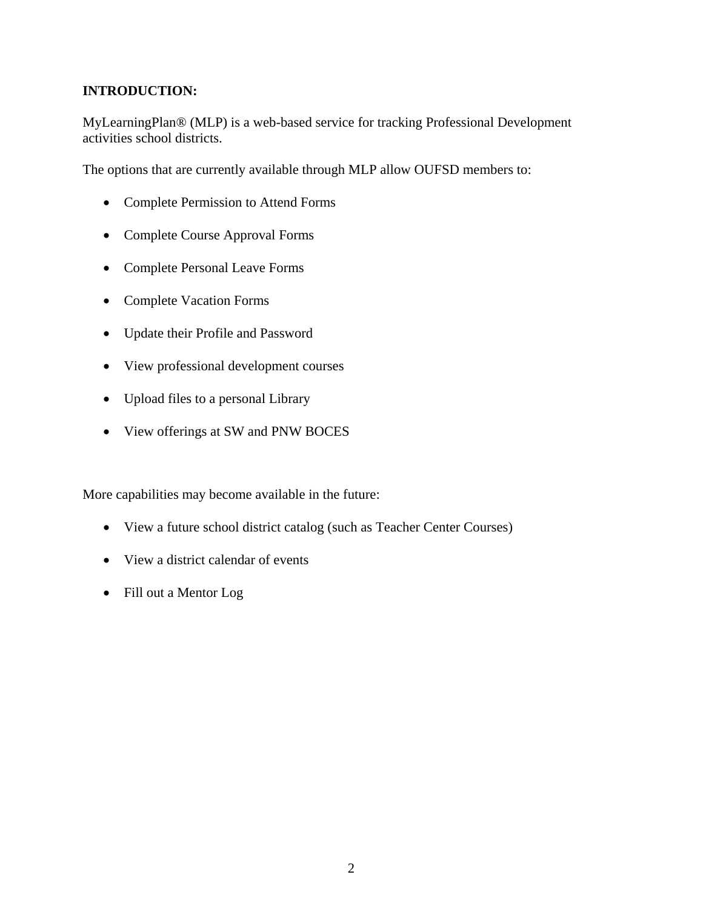**INTRODUCTION:**

MyLearningPlan® (MLP) is a web-based service for tracking Professional Development activities school districts.

The options that are currently available through MLP allow OUFSD members to:

- Complete Permission to Attend Forms
- Complete Course Approval Forms
- Complete Personal Leave Forms
- Complete Vacation Forms
- Update their Profile and Password
- View professional development courses
- Upload files to a personal Library
- View offerings at SW and PNW BOCES

More capabilities may become available in the future:

- View a future school district catalog (such as Teacher Center Courses)
- View a district calendar of events
- Fill out a Mentor Log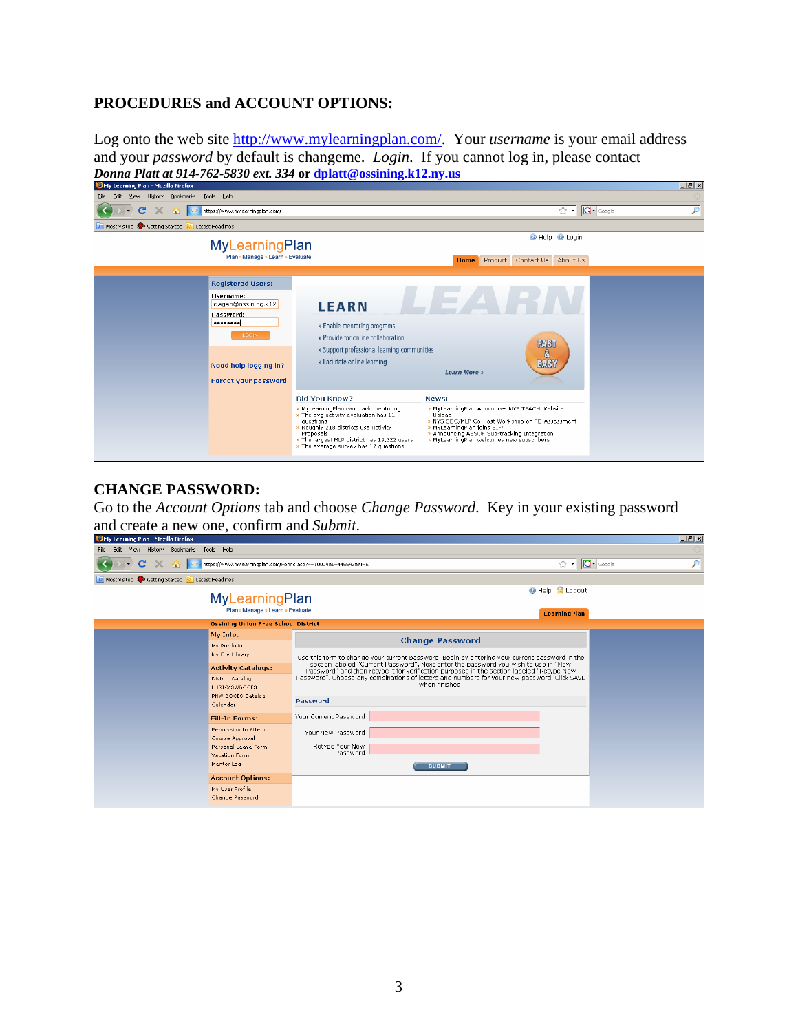## PROCEDURES and ACCOUNT OPTIONS:

Log onto the web site http://www.mylearningplan.com/. Your *username* is your email address and your *password* by default is changeme. *Login*. If you cannot log in, please contact ***Donna Platt at 914-762-5830 ext. 334* or dplatt@ossining.k12.ny.us**

## CHANGE PASSWORD:

Go to the *Account Options* tab and choose *Change Password*. Key in your existing password and create a new one, confirm and *Submit*.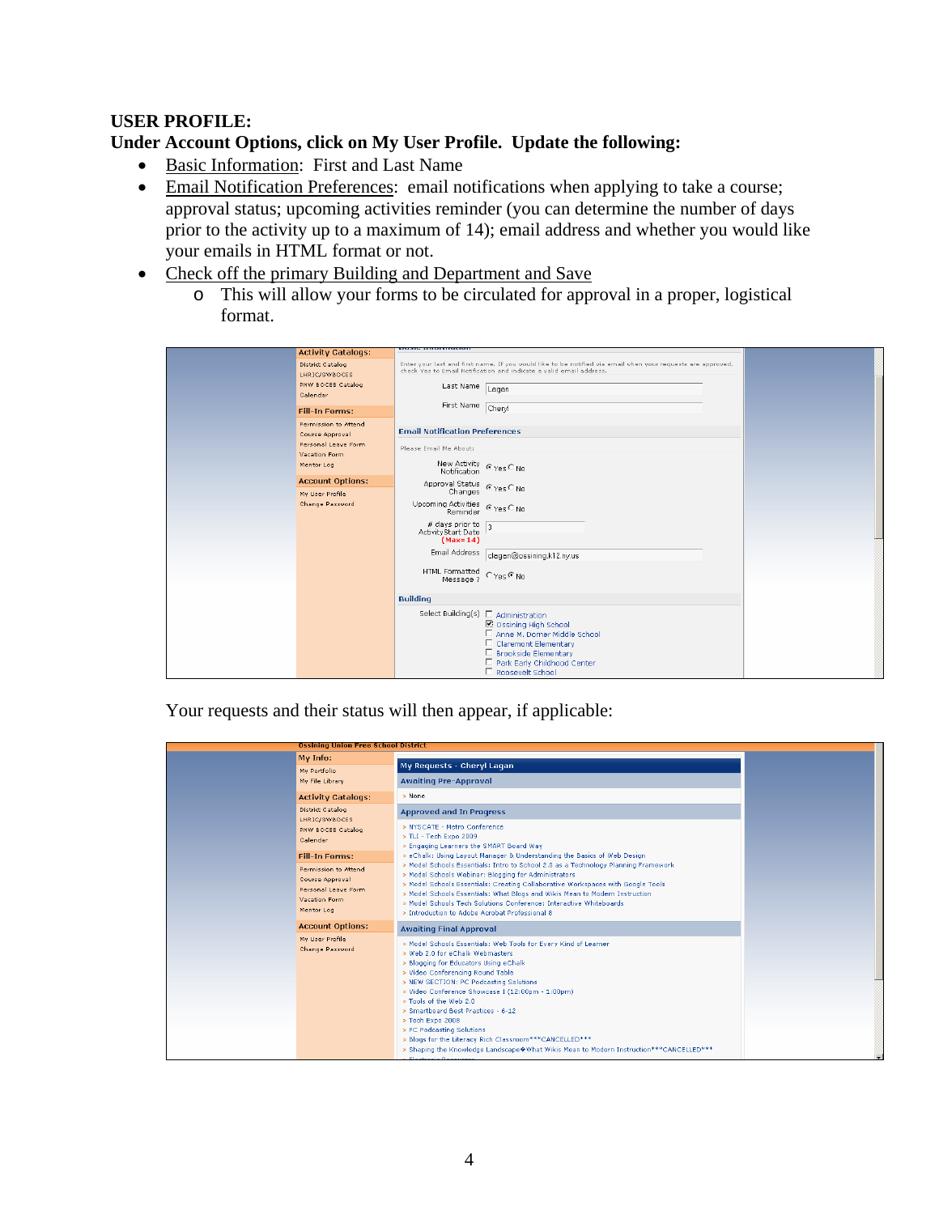**USER PROFILE:**

**Under Account Options, click on My User Profile. Update the following:**

- Basic Information: First and Last Name
- Email Notification Preferences: email notifications when applying to take a course; approval status; upcoming activities reminder (you can determine the number of days prior to the activity up to a maximum of 14); email address and whether you would like your emails in HTML format or not.
- Check off the primary Building and Department and Save
    - This will allow your forms to be circulated for approval in a proper, logistical format.

Your requests and their status will then appear, if applicable: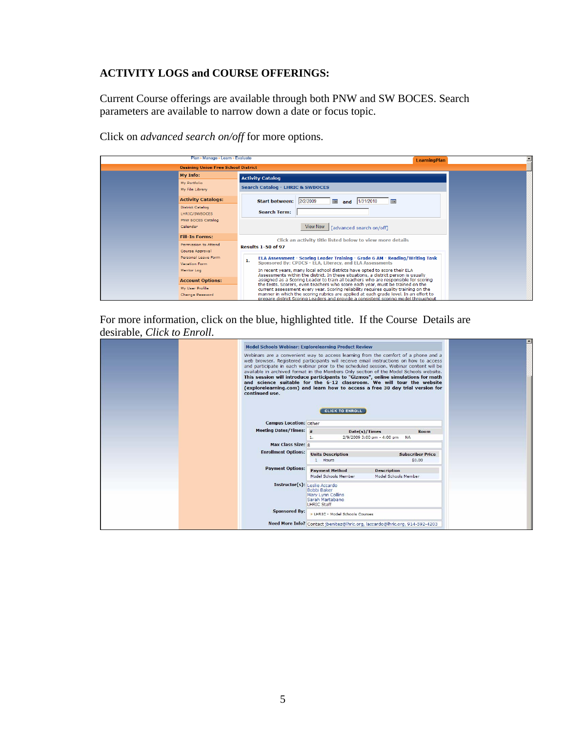**ACTIVITY LOGS and COURSE OFFERINGS:**

Current Course offerings are available through both PNW and SW BOCES. Search parameters are available to narrow down a date or focus topic.

Click on *advanced search on/off* for more options.

For more information, click on the blue, highlighted title. If the Course Details are desirable, *Click to Enroll*.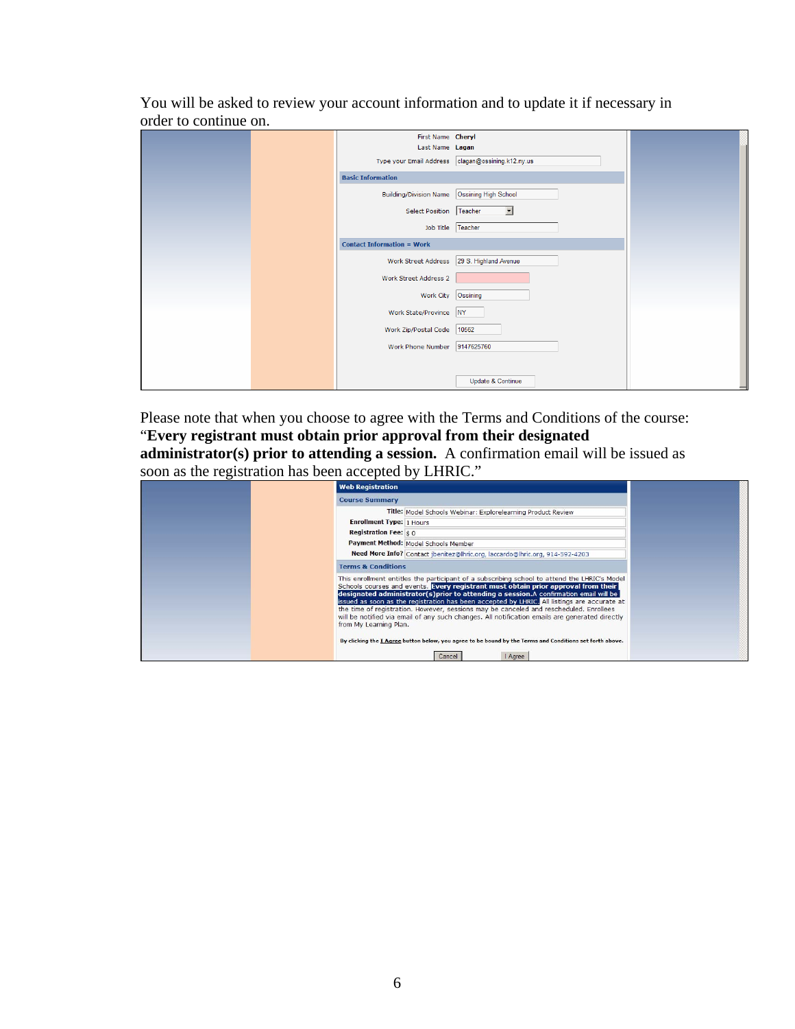You will be asked to review your account information and to update it if necessary in order to continue on.

First Name Cheryl
Last Name Logan
Type your Email Address clagan@ossining.k12.ny.us

**Basic Information**

Building/Division Name Ossining High School
Select Position Teacher
Job Title Teacher

**Contact Information = Work**

Work Street Address 29 S. Highland Avenue
Work Street Address 2
Work City Ossining
Work State/Province NY
Work Zip/Postal Code 10562
Work Phone Number 9147625760

Update & Continue

Please note that when you choose to agree with the Terms and Conditions of the course: "**Every registrant must obtain prior approval from their designated administrator(s) prior to attending a session.** A confirmation email will be issued as soon as the registration has been accepted by LHRIC."

**Web Registration**

**Course Summary**

**Title:** Model Schools Webinar: Explorelearning Product Review
**Enrollment Type:** 1 Hours
**Registration Fee:** $ 0
**Payment Method:** Model Schools Member
**Need More Info?** Contact jbenitez@lhric.org, laccardo@lhric.org, 914-592-4203

**Terms & Conditions**

This enrollment entitles the participant of a subscribing school to attend the LHRIC's Model Schools courses and events. **Every registrant must obtain prior approval from their designated administrator(s)prior to attending a session.**A confirmation email will be issued as soon as the registration has been accepted by LHRIC. All listings are accurate at the time of registration. However, sessions may be canceled and rescheduled. Enrollees will be notified via email of any such changes. All notification emails are generated directly from My Learning Plan.

By clicking the I Agree button below, you agree to be bound by the Terms and Conditions set forth above.

Cancel I Agree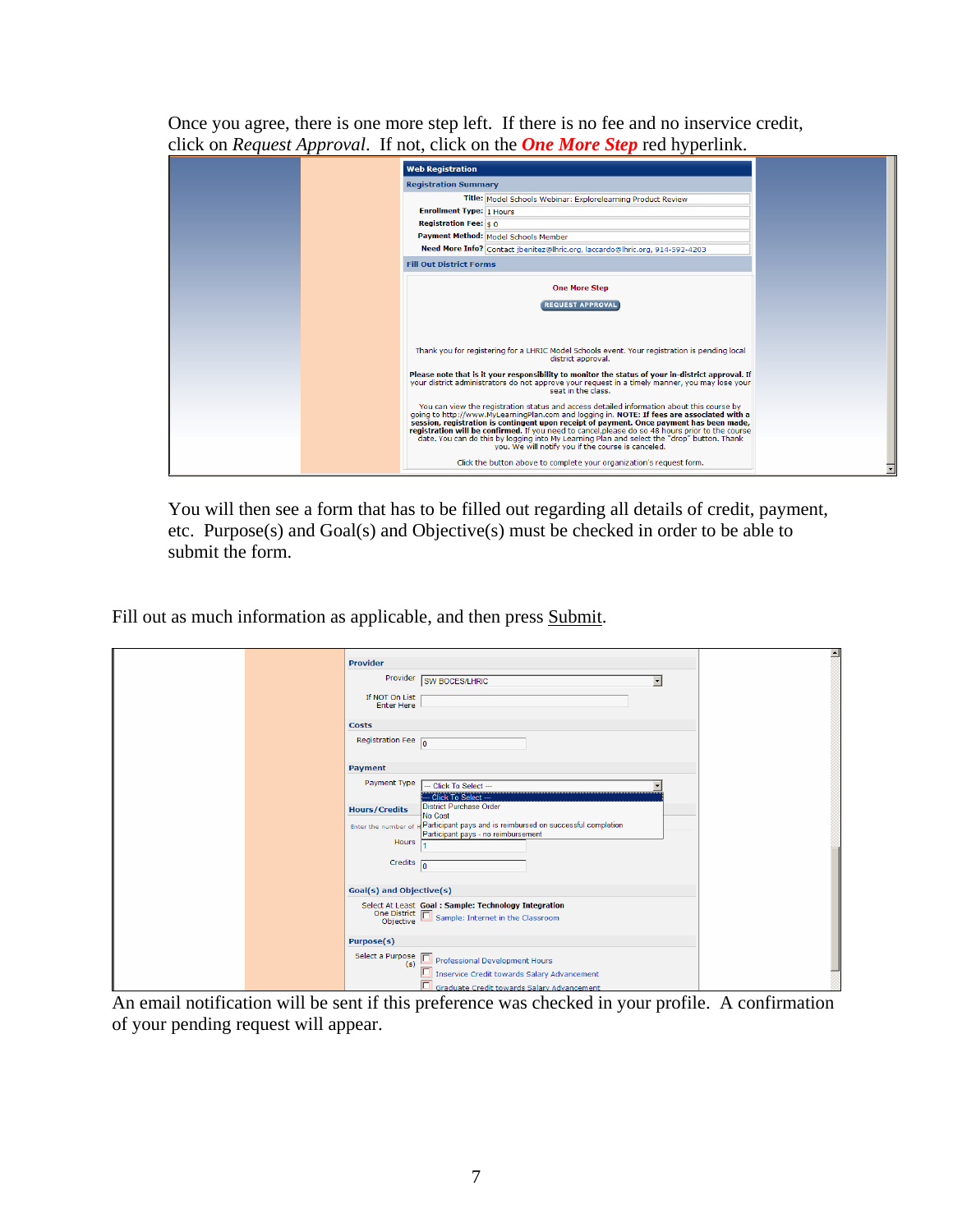Once you agree, there is one more step left. If there is no fee and no inservice credit, click on *Request Approval*. If not, click on the ***One More Step*** red hyperlink.

**Web Registration**

**Registration Summary**

| | |
|---|---|
| **Title:** | Model Schools Webinar: Explorelearning Product Review |
| **Enrollment Type:** | 1 Hours |
| **Registration Fee:** | $ 0 |
| **Payment Method:** | Model Schools Member |
| **Need More Info?** | Contact jbenitez@lhric.org, laccardo@lhric.org, 914-592-4203 |

**Fill Out District Forms**

**One More Step**

REQUEST APPROVAL

Thank you for registering for a LHRIC Model Schools event. Your registration is pending local district approval.

**Please note that is it your responsibility to monitor the status of your in-district approval.** If your district administrators do not approve your request in a timely manner, you may lose your seat in the class.

You can view the registration status and access detailed information about this course by going to http://www.MyLearningPlan.com and logging in. **NOTE: If fees are associated with a session, registration is contingent upon receipt of payment. Once payment has been made, registration will be confirmed.** If you need to cancel,please do so 48 hours prior to the course date. You can do this by logging into My Learning Plan and select the "drop" button. Thank you. We will notify you if the course is canceled.

Click the button above to complete your organization's request form.

You will then see a form that has to be filled out regarding all details of credit, payment, etc. Purpose(s) and Goal(s) and Objective(s) must be checked in order to be able to submit the form.

Fill out as much information as applicable, and then press Submit.

**Provider**

Provider: SW BOCES/LHRIC

If NOT On List Enter Here:

**Costs**

Registration Fee: 0

**Payment**

Payment Type: -- Click To Select --
- -- Click To Select --
- District Purchase Order
- No Cost
- Participant pays and is reimbursed on successful completion
- Participant pays - no reimbursement

**Hours/Credits**

Enter the number of h...

Hours: 1

Credits: 0

**Goal(s) and Objective(s)**

Select At Least One District Objective: **Goal : Sample: Technology Integration**
- ☐ Sample: Internet in the Classroom

**Purpose(s)**

Select a Purpose (s):
- ☐ Professional Development Hours
- ☐ Inservice Credit towards Salary Advancement
- ☐ Graduate Credit towards Salary Advancement

An email notification will be sent if this preference was checked in your profile. A confirmation of your pending request will appear.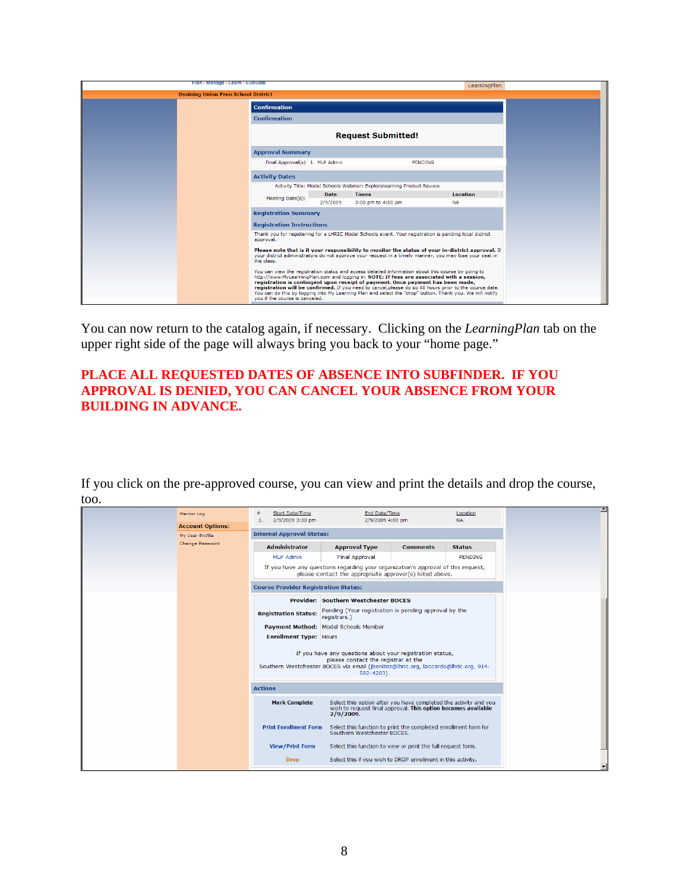You can now return to the catalog again, if necessary. Clicking on the *LearningPlan* tab on the upper right side of the page will always bring you back to your "home page."

**PLACE ALL REQUESTED DATES OF ABSENCE INTO SUBFINDER. IF YOU APPROVAL IS DENIED, YOU CAN CANCEL YOUR ABSENCE FROM YOUR BUILDING IN ADVANCE.**

If you click on the pre-approved course, you can view and print the details and drop the course, too.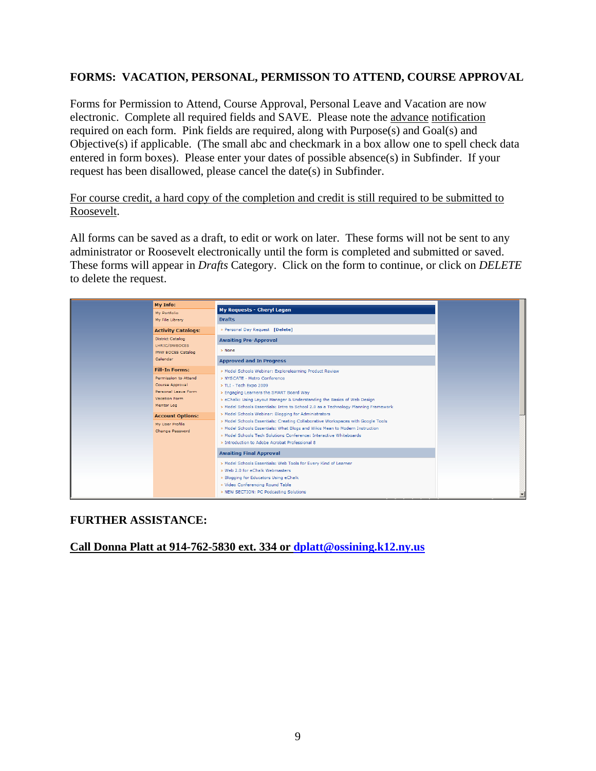**FORMS: VACATION, PERSONAL, PERMISSON TO ATTEND, COURSE APPROVAL**

Forms for Permission to Attend, Course Approval, Personal Leave and Vacation are now electronic. Complete all required fields and SAVE. Please note the advance notification required on each form. Pink fields are required, along with Purpose(s) and Goal(s) and Objective(s) if applicable. (The small abc and checkmark in a box allow one to spell check data entered in form boxes). Please enter your dates of possible absence(s) in Subfinder. If your request has been disallowed, please cancel the date(s) in Subfinder.

For course credit, a hard copy of the completion and credit is still required to be submitted to Roosevelt.

All forms can be saved as a draft, to edit or work on later. These forms will not be sent to any administrator or Roosevelt electronically until the form is completed and submitted or saved. These forms will appear in *Drafts* Category. Click on the form to continue, or click on *DELETE* to delete the request.

My Info:
My Portfolio
My File Library
Activity Catalogs:
District Catalog
LHRIC/SWBOCES
PNW BOCES Catalog
Calendar
Fill-In Forms:
Permission to Attend
Course Approval
Personal Leave Form
Vacation Form
Mentor Log
Account Options:
My User Profile
Change Password

My Requests - Cheryl Logan
Drafts
» Personal Day Request [Delete]
Awaiting Pre-Approval
» None
Approved and In Progress
» Model Schools Webinar: Explorelearning Product Review
» NYSCATE - Metro Conference
» TLI - Tech Expo 2009
» Engaging Learners the SMART Board Way
» eChalk: Using Layout Manager & Understanding the Basics of Web Design
» Model Schools Essentials: Intro to School 2.0 as a Technology Planning Framework
» Model Schools Webinar: Blogging for Administrators
» Model Schools Essentials: Creating Collaborative Workspaces with Google Tools
» Model Schools Essentials: What Blogs and Wikis Mean to Modern Instruction
» Model Schools Tech Solutions Conference: Interactive Whiteboards
» Introduction to Adobe Acrobat Professional 8
Awaiting Final Approval
» Model Schools Essentials: Web Tools for Every Kind of Learner
» Web 2.0 for eChalk Webmasters
» Blogging for Educators Using eChalk
» Video Conferencing Round Table
» NEW SECTION: PC Podcasting Solutions

**FURTHER ASSISTANCE:**

**Call Donna Platt at 914-762-5830 ext. 334 or dplatt@ossining.k12.ny.us**